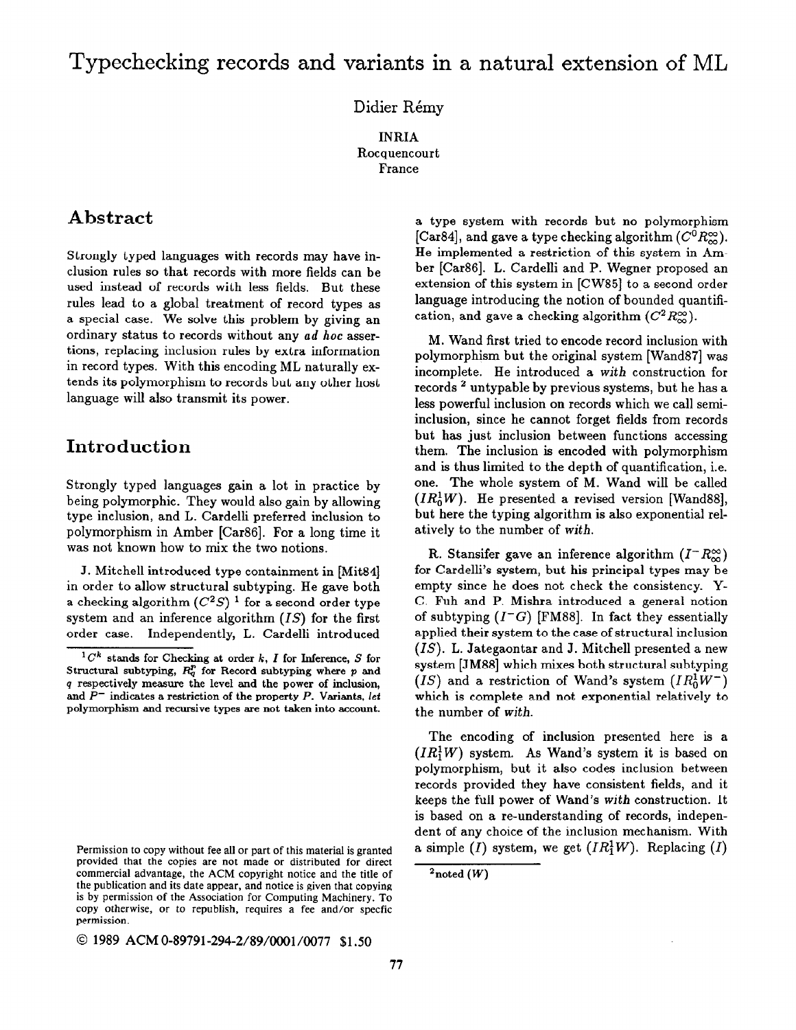# Typechecking records and variants in a natural extension of ML

Didier Rémy

INRIA
Rocquencourt
France

## Abstract

Strongly typed languages with records may have inclusion rules so that records with more fields can be used instead of records with less fields. But these rules lead to a global treatment of record types as a special case. We solve this problem by giving an ordinary status to records without any *ad hoc* assertions, replacing inclusion rules by extra information in record types. With this encoding ML naturally extends its polymorphism to records but any other host language will also transmit its power.

## Introduction

Strongly typed languages gain a lot in practice by being polymorphic. They would also gain by allowing type inclusion, and L. Cardelli preferred inclusion to polymorphism in Amber [Car86]. For a long time it was not known how to mix the two notions.

J. Mitchell introduced type containment in [Mit84] in order to allow structural subtyping. He gave both a checking algorithm ($C^2S$) [1] for a second order type system and an inference algorithm ($IS$) for the first order case. Independently, L. Cardelli introduced a type system with records but no polymorphism [Car84], and gave a type checking algorithm ($C^0R^\infty_\infty$). He implemented a restriction of this system in Amber [Car86]. L. Cardelli and P. Wegner proposed an extension of this system in [CW85] to a second order language introducing the notion of bounded quantification, and gave a checking algorithm ($C^2R^\infty_\infty$).

M. Wand first tried to encode record inclusion with polymorphism but the original system [Wand87] was incomplete. He introduced a *with* construction for records [2] untypable by previous systems, but he has a less powerful inclusion on records which we call semi-inclusion, since he cannot forget fields from records but has just inclusion between functions accessing them. The inclusion is encoded with polymorphism and is thus limited to the depth of quantification, i.e. one. The whole system of M. Wand will be called ($IR^1_0W$). He presented a revised version [Wand88], but here the typing algorithm is also exponential relatively to the number of *with*.

R. Stansifer gave an inference algorithm ($I^-R^\infty_\infty$) for Cardelli's system, but his principal types may be empty since he does not check the consistency. Y-C. Fuh and P. Mishra introduced a general notion of subtyping ($I^-G$) [FM88]. In fact they essentially applied their system to the case of structural inclusion ($IS$). L. Jategaontar and J. Mitchell presented a new system [JM88] which mixes both structural subtyping ($IS$) and a restriction of Wand's system ($IR^1_0W^-$) which is complete and not exponential relatively to the number of *with*.

The encoding of inclusion presented here is a ($IR^1_1W$) system. As Wand's system it is based on polymorphism, but it also codes inclusion between records provided they have consistent fields, and it keeps the full power of Wand's *with* construction. It is based on a re-understanding of records, independent of any choice of the inclusion mechanism. With a simple ($I$) system, we get ($IR^1_1W$). Replacing ($I$)

---

[1] $C^k$ stands for Checking at order $k$, $I$ for Inference, $S$ for Structural subtyping, $R^p_q$ for Record subtyping where $p$ and $q$ respectively measure the level and the power of inclusion, and $P^-$ indicates a restriction of the property $P$. Variants, *let* polymorphism and recursive types are not taken into account.

[2] noted ($W$)

Permission to copy without fee all or part of this material is granted provided that the copies are not made or distributed for direct commercial advantage, the ACM copyright notice and the title of the publication and its date appear, and notice is given that copying is by permission of the Association for Computing Machinery. To copy otherwise, or to republish, requires a fee and/or specfic permission.

© 1989 ACM 0-89791-294-2/89/0001/0077 $1.50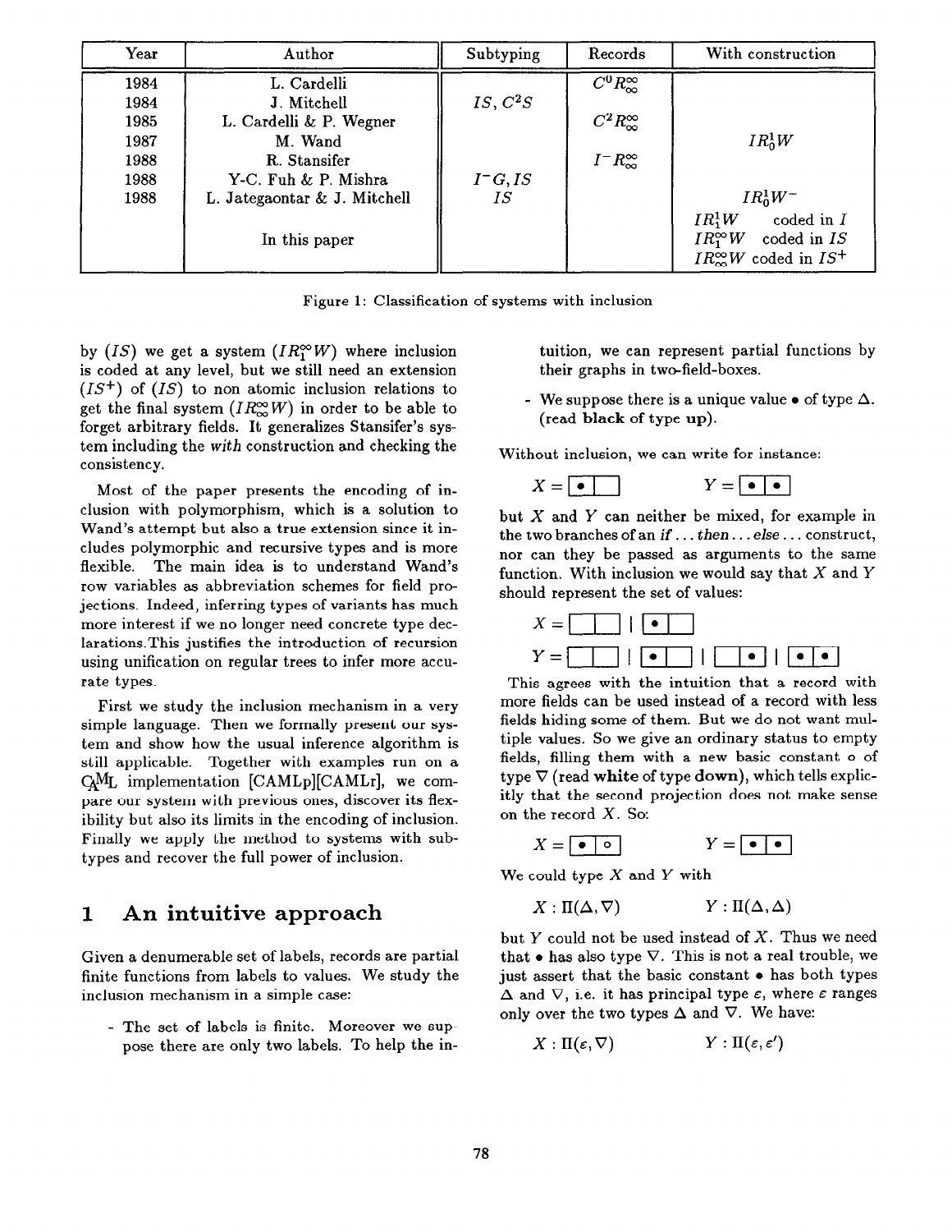| Year | Author | Subtyping | Records | With construction |
|---|---|---|---|---|
| 1984 | L. Cardelli | | $C^0 R^{\infty}_{\infty}$ | |
| 1984 | J. Mitchell | $IS, C^2S$ | | |
| 1985 | L. Cardelli & P. Wegner | | $C^2 R^{\infty}_{\infty}$ | |
| 1987 | M. Wand | | | $IR^1_0 W$ |
| 1988 | R. Stansifer | | $I^- R^{\infty}_{\infty}$ | |
| 1988 | Y-C. Fuh & P. Mishra | $I^- G, IS$ | | |
| 1988 | L. Jategaontar & J. Mitchell | $IS$ | | $IR^1_0 W^-$ |
| | In this paper | | | $IR^1_1 W$ coded in $I$ <br> $IR^{\infty}_1 W$ coded in $IS$ <br> $IR^{\infty}_{\infty} W$ coded in $IS^+$ |

Figure 1: Classification of systems with inclusion

by $(IS)$ we get a system $(IR^{\infty}_1 W)$ where inclusion is coded at any level, but we still need an extension $(IS^+)$ of $(IS)$ to non atomic inclusion relations to get the final system $(IR^{\infty}_{\infty} W)$ in order to be able to forget arbitrary fields. It generalizes Stansifer's system including the *with* construction and checking the consistency.

Most of the paper presents the encoding of inclusion with polymorphism, which is a solution to Wand's attempt but also a true extension since it includes polymorphic and recursive types and is more flexible. The main idea is to understand Wand's row variables as abbreviation schemes for field projections. Indeed, inferring types of variants has much more interest if we no longer need concrete type declarations. This justifies the introduction of recursion using unification on regular trees to infer more accurate types.

First we study the inclusion mechanism in a very simple language. Then we formally present our system and show how the usual inference algorithm is still applicable. Together with examples run on a CAML implementation [CAMLp][CAMLr], we compare our system with previous ones, discover its flexibility but also its limits in the encoding of inclusion. Finally we apply the method to systems with subtypes and recover the full power of inclusion.

## 1 An intuitive approach

Given a denumerable set of labels, records are partial finite functions from labels to values. We study the inclusion mechanism in a simple case:

- The set of labels is finite. Moreover we suppose there are only two labels. To help the intuition, we can represent partial functions by their graphs in two-field-boxes.
- We suppose there is a unique value $\bullet$ of type $\Delta$. (read **black** of type **up**).

Without inclusion, we can write for instance:

$$X = \boxed{\bullet \mid \phantom{\bullet}} \qquad Y = \boxed{\bullet \mid \bullet}$$

but $X$ and $Y$ can neither be mixed, for example in the two branches of an *if* ... *then* ... *else* ... construct, nor can they be passed as arguments to the same function. With inclusion we would say that $X$ and $Y$ should represent the set of values:

$$X = \boxed{\phantom{\bullet} \mid \phantom{\bullet}} \mid \boxed{\bullet \mid \phantom{\bullet}}$$

$$Y = \boxed{\phantom{\bullet} \mid \phantom{\bullet}} \mid \boxed{\bullet \mid \phantom{\bullet}} \mid \boxed{\phantom{\bullet} \mid \bullet} \mid \boxed{\bullet \mid \bullet}$$

This agrees with the intuition that a record with more fields can be used instead of a record with less fields hiding some of them. But we do not want multiple values. So we give an ordinary status to empty fields, filling them with a new basic constant $\circ$ of type $\nabla$ (read **white** of type **down**), which tells explicitly that the second projection does not make sense on the record $X$. So:

$$X = \boxed{\bullet \mid \circ} \qquad Y = \boxed{\bullet \mid \bullet}$$

We could type $X$ and $Y$ with

$$X : \Pi(\Delta, \nabla) \qquad Y : \Pi(\Delta, \Delta)$$

but $Y$ could not be used instead of $X$. Thus we need that $\bullet$ has also type $\nabla$. This is not a real trouble, we just assert that the basic constant $\bullet$ has both types $\Delta$ and $\nabla$, i.e. it has principal type $\varepsilon$, where $\varepsilon$ ranges only over the two types $\Delta$ and $\nabla$. We have:

$$X : \Pi(\varepsilon, \nabla) \qquad Y : \Pi(\varepsilon, \varepsilon')$$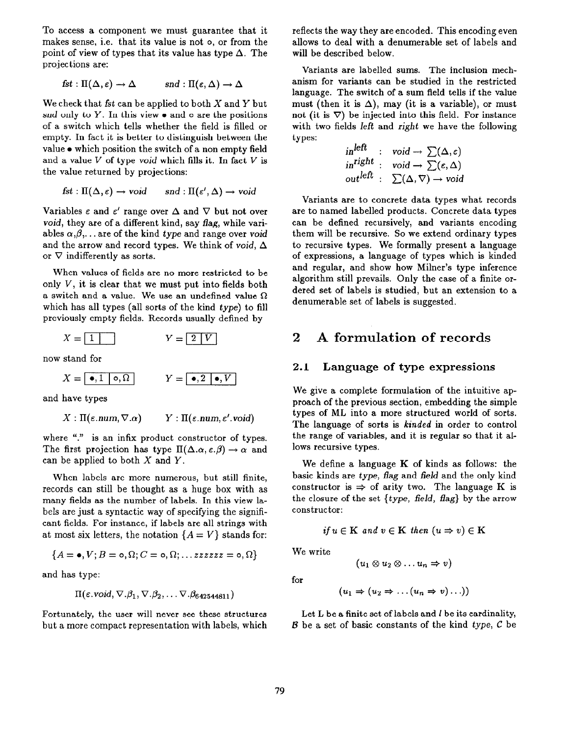To access a component we must guarantee that it makes sense, i.e. that its value is not $\circ$, or from the point of view of types that its value has type $\Delta$. The projections are:

$$fst : \Pi(\Delta, \varepsilon) \rightarrow \Delta \qquad snd : \Pi(\varepsilon, \Delta) \rightarrow \Delta$$

We check that *fst* can be applied to both $X$ and $Y$ but *snd* only to $Y$. In this view $\bullet$ and $\circ$ are the positions of a switch which tells whether the field is filled or empty. In fact it is better to distinguish between the value $\bullet$ which position the switch of a non empty field and a value $V$ of type *void* which fills it. In fact $V$ is the value returned by projections:

$$fst : \Pi(\Delta, \varepsilon) \rightarrow void \qquad snd : \Pi(\varepsilon', \Delta) \rightarrow void$$

Variables $\varepsilon$ and $\varepsilon'$ range over $\Delta$ and $\nabla$ but not over *void*, they are of a different kind, say *flag*, while variables $\alpha$,$\beta$,... are of the kind *type* and range over *void* and the arrow and record types. We think of *void*, $\Delta$ or $\nabla$ indifferently as sorts.

When values of fields are no more restricted to be only $V$, it is clear that we must put into fields both a switch and a value. We use an undefined value $\Omega$ which has all types (all sorts of the kind *type*) to fill previously empty fields. Records usually defined by

$$X = \boxed{1}\boxed{\phantom{1}} \qquad Y = \boxed{2}\boxed{V}$$

now stand for

$$X = \boxed{\bullet, 1}\boxed{\circ, \Omega} \qquad Y = \boxed{\bullet, 2}\boxed{\bullet, V}$$

and have types

$$X : \Pi(\varepsilon.num, \nabla.\alpha) \qquad Y : \Pi(\varepsilon.num, \varepsilon'.void)$$

where "." is an infix product constructor of types. The first projection has type $\Pi(\Delta.\alpha, \varepsilon.\beta) \rightarrow \alpha$ and can be applied to both $X$ and $Y$.

When labels are more numerous, but still finite, records can still be thought as a huge box with as many fields as the number of labels. In this view labels are just a syntactic way of specifying the significant fields. For instance, if labels are all strings with at most six letters, the notation $\{A = V\}$ stands for:

$$\{A = \bullet, V; B = \circ, \Omega; C = \circ, \Omega; \ldots zzzzzz = \circ, \Omega\}$$

and has type:

$$\Pi(\varepsilon.void, \nabla.\beta_1, \nabla.\beta_2, \ldots \nabla.\beta_{642544811})$$

Fortunately, the user will never see these structures but a more compact representation with labels, which reflects the way they are encoded. This encoding even allows to deal with a denumerable set of labels and will be described below.

Variants are labelled sums. The inclusion mechanism for variants can be studied in the restricted language. The switch of a sum field tells if the value must (then it is $\Delta$), may (it is a variable), or must not (it is $\nabla$) be injected into this field. For instance with two fields *left* and *right* we have the following types:

$$\begin{aligned} in^{left} &: void \rightarrow \textstyle\sum(\Delta, \varepsilon) \\ in^{right} &: void \rightarrow \textstyle\sum(\varepsilon, \Delta) \\ out^{left} &: \textstyle\sum(\Delta, \nabla) \rightarrow void \end{aligned}$$

Variants are to concrete data types what records are to named labelled products. Concrete data types can be defined recursively, and variants encoding them will be recursive. So we extend ordinary types to recursive types. We formally present a language of expressions, a language of types which is kinded and regular, and show how Milner's type inference algorithm still prevails. Only the case of a finite ordered set of labels is studied, but an extension to a denumerable set of labels is suggested.

## 2 A formulation of records

### 2.1 Language of type expressions

We give a complete formulation of the intuitive approach of the previous section, embedding the simple types of ML into a more structured world of sorts. The language of sorts is *kinded* in order to control the range of variables, and it is regular so that it allows recursive types.

We define a language **K** of kinds as follows: the basic kinds are *type*, *flag* and *field* and the only kind constructor is $\Rightarrow$ of arity two. The language **K** is the closure of the set $\{type, field, flag\}$ by the arrow constructor:

$$if\ u \in \mathbf{K}\ and\ v \in \mathbf{K}\ then\ (u \Rightarrow v) \in \mathbf{K}$$

We write

$$(u_1 \otimes u_2 \otimes \ldots u_n \Rightarrow v)$$

for

$$(u_1 \Rightarrow (u_2 \Rightarrow \ldots (u_n \Rightarrow v) \ldots))$$

Let L be a finite set of labels and $l$ be its cardinality, $\mathcal{B}$ be a set of basic constants of the kind *type*, $\mathcal{C}$ be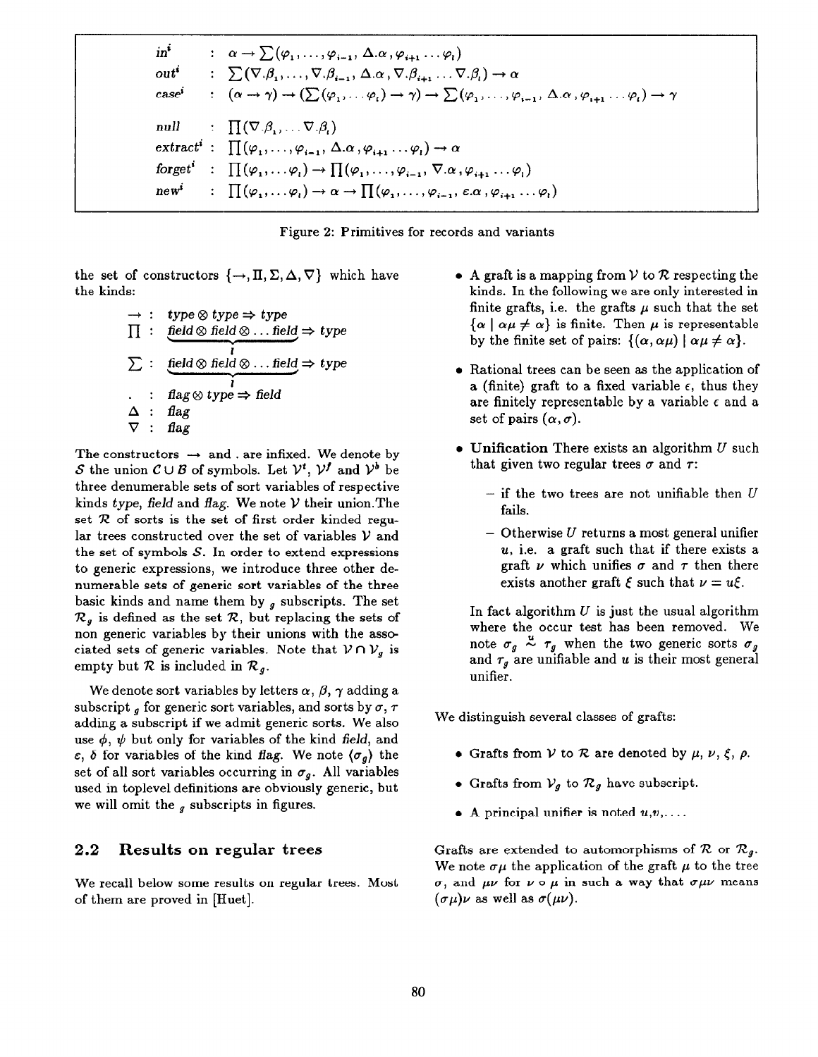$$
\begin{array}{lll}
in^i & : & \alpha \to \sum(\varphi_1, \ldots, \varphi_{i-1}, \Delta.\alpha, \varphi_{i+1} \ldots \varphi_l) \\
out^i & : & \sum(\nabla.\beta_1, \ldots, \nabla.\beta_{i-1}, \Delta.\alpha, \nabla.\beta_{i+1} \ldots \nabla.\beta_l) \to \alpha \\
case^i & : & (\alpha \to \gamma) \to (\sum(\varphi_1, \ldots \varphi_l) \to \gamma) \to \sum(\varphi_1, \ldots, \varphi_{i-1}, \Delta.\alpha, \varphi_{i+1} \ldots \varphi_l) \to \gamma \\
 & & \\
null & : & \prod(\nabla.\beta_1, \ldots \nabla.\beta_l) \\
extract^i & : & \prod(\varphi_1, \ldots, \varphi_{i-1}, \Delta.\alpha, \varphi_{i+1} \ldots \varphi_l) \to \alpha \\
forget^i & : & \prod(\varphi_1, \ldots \varphi_l) \to \prod(\varphi_1, \ldots, \varphi_{i-1}, \nabla.\alpha, \varphi_{i+1} \ldots \varphi_l) \\
new^i & : & \prod(\varphi_1, \ldots \varphi_l) \to \alpha \to \prod(\varphi_1, \ldots, \varphi_{i-1}, \epsilon.\alpha, \varphi_{i+1} \ldots \varphi_l)
\end{array}
$$

Figure 2: Primitives for records and variants

the set of constructors $\{\to, \Pi, \Sigma, \Delta, \nabla\}$ which have the kinds:

$$
\begin{array}{lll}
\to & : & type \otimes type \Rightarrow type \\
\prod & : & \underbrace{field \otimes field \otimes \ldots field}_{l} \Rightarrow type \\
\sum & : & \underbrace{field \otimes field \otimes \ldots field}_{l} \Rightarrow type \\
. & : & flag \otimes type \Rightarrow field \\
\Delta & : & flag \\
\nabla & : & flag
\end{array}
$$

The constructors $\to$ and . are infixed. We denote by $\mathcal{S}$ the union $\mathcal{C} \cup \mathcal{B}$ of symbols. Let $\mathcal{V}^t$, $\mathcal{V}^f$ and $\mathcal{V}^b$ be three denumerable sets of sort variables of respective kinds *type*, *field* and *flag*. We note $\mathcal{V}$ their union.The set $\mathcal{R}$ of sorts is the set of first order kinded regular trees constructed over the set of variables $\mathcal{V}$ and the set of symbols $\mathcal{S}$. In order to extend expressions to generic expressions, we introduce three other denumerable sets of generic sort variables of the three basic kinds and name them by $_g$ subscripts. The set $\mathcal{R}_g$ is defined as the set $\mathcal{R}$, but replacing the sets of non generic variables by their unions with the associated sets of generic variables. Note that $\mathcal{V} \cap \mathcal{V}_g$ is empty but $\mathcal{R}$ is included in $\mathcal{R}_g$.

We denote sort variables by letters $\alpha$, $\beta$, $\gamma$ adding a subscript $_g$ for generic sort variables, and sorts by $\sigma$, $\tau$ adding a subscript if we admit generic sorts. We also use $\phi$, $\psi$ but only for variables of the kind *field*, and $\epsilon$, $\delta$ for variables of the kind *flag*. We note $\langle\sigma_g\rangle$ the set of all sort variables occurring in $\sigma_g$. All variables used in toplevel definitions are obviously generic, but we will omit the $_g$ subscripts in figures.

## 2.2 Results on regular trees

We recall below some results on regular trees. Most of them are proved in [Huet].

- A graft is a mapping from $\mathcal{V}$ to $\mathcal{R}$ respecting the kinds. In the following we are only interested in finite grafts, i.e. the grafts $\mu$ such that the set $\{\alpha \mid \alpha\mu \neq \alpha\}$ is finite. Then $\mu$ is representable by the finite set of pairs: $\{(\alpha, \alpha\mu) \mid \alpha\mu \neq \alpha\}$.
- Rational trees can be seen as the application of a (finite) graft to a fixed variable $\epsilon$, thus they are finitely representable by a variable $\epsilon$ and a set of pairs $(\alpha, \sigma)$.
- **Unification** There exists an algorithm $U$ such that given two regular trees $\sigma$ and $\tau$:
  - if the two trees are not unifiable then $U$ fails.
  - Otherwise $U$ returns a most general unifier $u$, i.e. a graft such that if there exists a graft $\nu$ which unifies $\sigma$ and $\tau$ then there exists another graft $\xi$ such that $\nu = u\xi$.

  In fact algorithm $U$ is just the usual algorithm where the occur test has been removed. We note $\sigma_g \overset{u}{\sim} \tau_g$ when the two generic sorts $\sigma_g$ and $\tau_g$ are unifiable and $u$ is their most general unifier.

We distinguish several classes of grafts:

- Grafts from $\mathcal{V}$ to $\mathcal{R}$ are denoted by $\mu$, $\nu$, $\xi$, $\rho$.
- Grafts from $\mathcal{V}_g$ to $\mathcal{R}_g$ have subscript.
- A principal unifier is noted $u$,$v$,....

Grafts are extended to automorphisms of $\mathcal{R}$ or $\mathcal{R}_g$. We note $\sigma\mu$ the application of the graft $\mu$ to the tree $\sigma$, and $\mu\nu$ for $\nu \circ \mu$ in such a way that $\sigma\mu\nu$ means $(\sigma\mu)\nu$ as well as $\sigma(\mu\nu)$.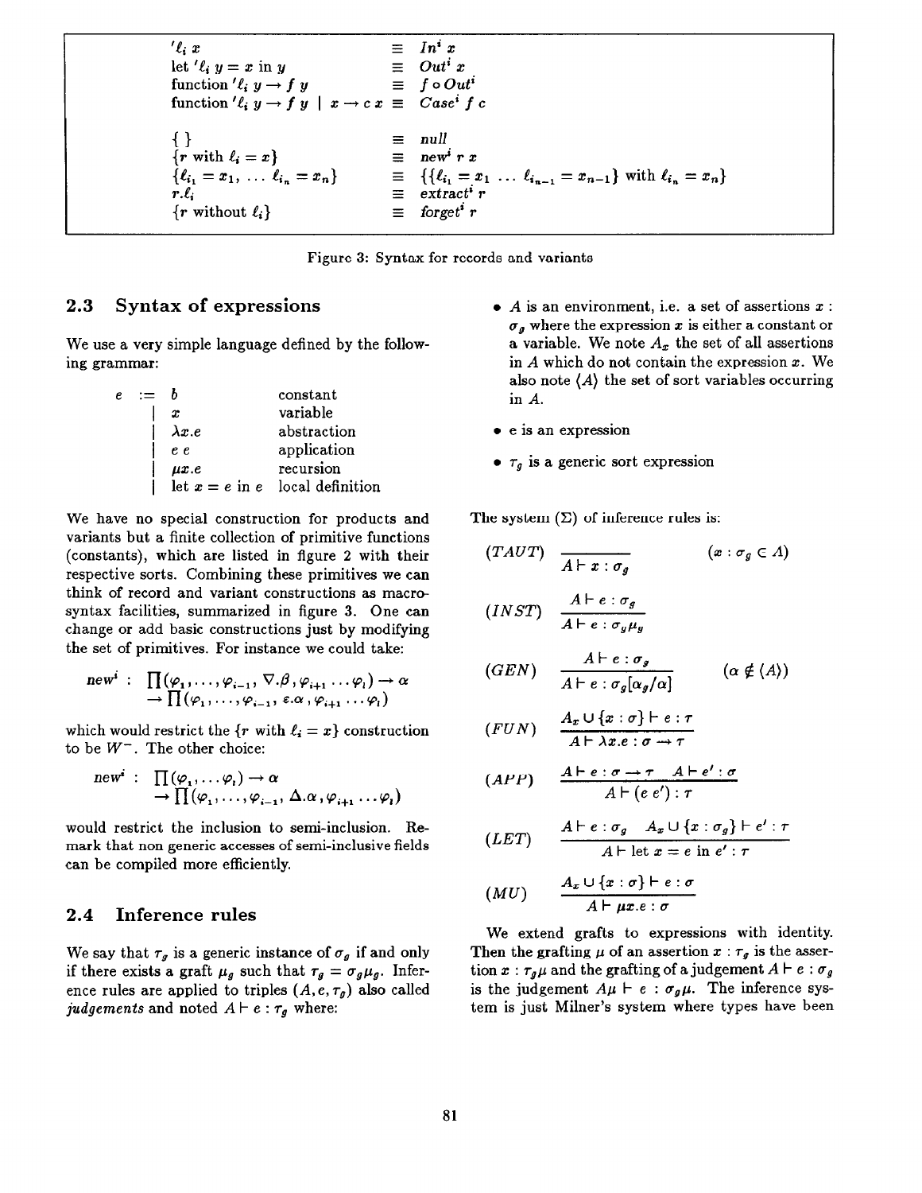| | | |
|---|---|---|
| $'\ell_i\ x$ | $\equiv$ | $In^i\ x$ |
| let $'\ell_i\ y = x$ in $y$ | $\equiv$ | $Out^i\ x$ |
| function $'\ell_i\ y \rightarrow f\ y$ | $\equiv$ | $f \circ Out^i$ |
| function $'\ell_i\ y \rightarrow f\ y \mid x \rightarrow c\ x$ | $\equiv$ | $Case^i\ f\ c$ |
| $\{\ \}$ | $\equiv$ | *null* |
| $\{r$ with $\ell_i = x\}$ | $\equiv$ | $new^i\ r\ x$ |
| $\{\ell_{i_1} = x_1, \ldots \ell_{i_n} = x_n\}$ | $\equiv$ | $\{\{\ell_{i_1} = x_1 \ldots \ell_{i_{n-1}} = x_{n-1}\}$ with $\ell_{i_n} = x_n\}$ |
| $r.\ell_i$ | $\equiv$ | $extract^i\ r$ |
| $\{r$ without $\ell_i\}$ | $\equiv$ | $forget^i\ r$ |

Figure 3: Syntax for records and variants

## 2.3 Syntax of expressions

We use a very simple language defined by the following grammar:

| | | | |
|---|---|---|---|
| $e$ | $:=$ | $b$ | constant |
| | $\mid$ | $x$ | variable |
| | $\mid$ | $\lambda x.e$ | abstraction |
| | $\mid$ | $e\ e$ | application |
| | $\mid$ | $\mu x.e$ | recursion |
| | $\mid$ | let $x = e$ in $e$ | local definition |

We have no special construction for products and variants but a finite collection of primitive functions (constants), which are listed in figure 2 with their respective sorts. Combining these primitives we can think of record and variant constructions as macro-syntax facilities, summarized in figure 3. One can change or add basic constructions just by modifying the set of primitives. For instance we could take:

$$new^i : \prod(\varphi_1, \ldots, \varphi_{i-1}, \nabla.\beta, \varphi_{i+1} \ldots \varphi_l) \rightarrow \alpha \rightarrow \prod(\varphi_1, \ldots, \varphi_{i-1}, \varepsilon.\alpha, \varphi_{i+1} \ldots \varphi_l)$$

which would restrict the $\{r$ with $\ell_i = x\}$ construction to be $W^-$. The other choice:

$$new^i : \prod(\varphi_1, \ldots \varphi_l) \rightarrow \alpha \rightarrow \prod(\varphi_1, \ldots, \varphi_{i-1}, \Delta.\alpha, \varphi_{i+1} \ldots \varphi_l)$$

would restrict the inclusion to semi-inclusion. Remark that non generic accesses of semi-inclusive fields can be compiled more efficiently.

## 2.4 Inference rules

We say that $\tau_g$ is a generic instance of $\sigma_g$ if and only if there exists a graft $\mu_g$ such that $\tau_g = \sigma_g \mu_g$. Inference rules are applied to triples $(A, e, \tau_g)$ also called *judgements* and noted $A \vdash e : \tau_g$ where:

- $A$ is an environment, i.e. a set of assertions $x : \sigma_g$ where the expression $x$ is either a constant or a variable. We note $A_x$ the set of all assertions in $A$ which do not contain the expression $x$. We also note $\langle A \rangle$ the set of sort variables occurring in $A$.
- e is an expression
- $\tau_g$ is a generic sort expression

The system $(\Sigma)$ of inference rules is:

$$(TAUT)\quad \frac{}{A \vdash x : \sigma_g} \quad (x : \sigma_g \in A)$$

$$(INST)\quad \frac{A \vdash e : \sigma_g}{A \vdash e : \sigma_g \mu_g}$$

$$(GEN)\quad \frac{A \vdash e : \sigma_g}{A \vdash e : \sigma_g[\alpha_g/\alpha]} \quad (\alpha \notin \langle A \rangle)$$

$$(FUN)\quad \frac{A_x \cup \{x : \sigma\} \vdash e : \tau}{A \vdash \lambda x.e : \sigma \rightarrow \tau}$$

$$(APP)\quad \frac{A \vdash e : \sigma \rightarrow \tau \quad A \vdash e' : \sigma}{A \vdash (e\ e') : \tau}$$

$$(LET)\quad \frac{A \vdash e : \sigma_g \quad A_x \cup \{x : \sigma_g\} \vdash e' : \tau}{A \vdash \text{let } x = e \text{ in } e' : \tau}$$

$$(MU)\quad \frac{A_x \cup \{x : \sigma\} \vdash e : \sigma}{A \vdash \mu x.e : \sigma}$$

We extend grafts to expressions with identity. Then the grafting $\mu$ of an assertion $x : \tau_g$ is the assertion $x : \tau_g \mu$ and the grafting of a judgement $A \vdash e : \sigma_g$ is the judgement $A\mu \vdash e : \sigma_g \mu$. The inference system is just Milner's system where types have been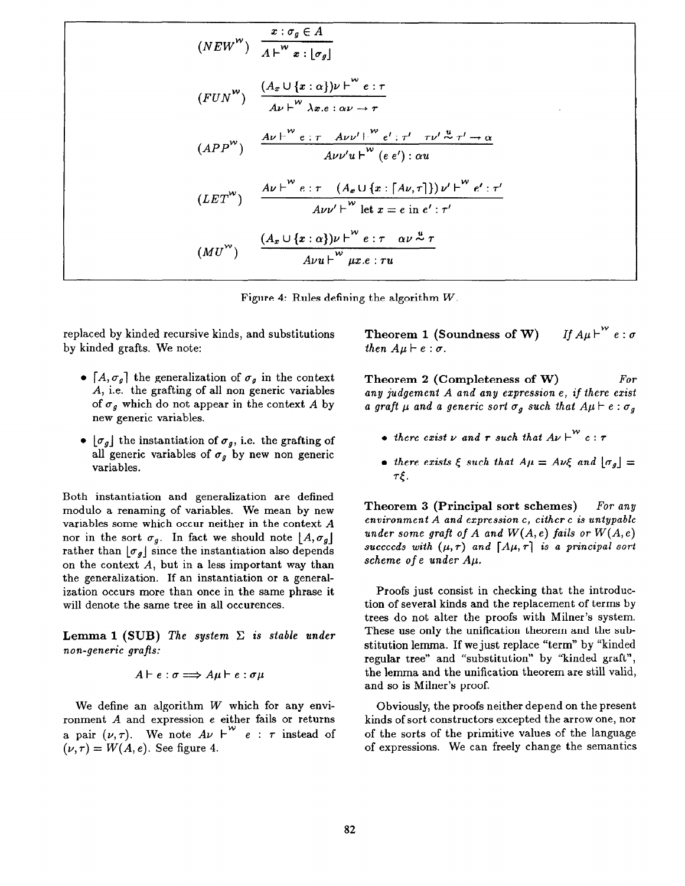$$(NEW^W) \quad \frac{x : \sigma_g \in A}{A \vdash^W x : \lfloor \sigma_g \rfloor}$$

$$(FUN^W) \quad \frac{(A_x \cup \{x : \alpha\})\nu \vdash^W e : \tau}{A\nu \vdash^W \lambda x.e : \alpha\nu \rightarrow \tau}$$

$$(APP^W) \quad \frac{A\nu \vdash^W e : \tau \quad A\nu\nu' \vdash^W e' : \tau' \quad \tau\nu' \overset{u}{\sim} \tau' \rightarrow \alpha}{A\nu\nu' u \vdash^W (e\ e') : \alpha u}$$

$$(LET^W) \quad \frac{A\nu \vdash^W e : \tau \quad (A_x \cup \{x : \lceil A\nu, \tau \rceil\})\,\nu' \vdash^W e' : \tau'}{A\nu\nu' \vdash^W \text{let } x = e \text{ in } e' : \tau'}$$

$$(MU^W) \quad \frac{(A_x \cup \{x : \alpha\})\nu \vdash^W e : \tau \quad \alpha\nu \overset{u}{\sim} \tau}{A\nu u \vdash^W \mu x.e : \tau u}$$

Figure 4: Rules defining the algorithm $W$.

replaced by kinded recursive kinds, and substitutions by kinded grafts. We note:

- $\lceil A, \sigma_g \rceil$ the generalization of $\sigma_g$ in the context $A$, i.e. the grafting of all non generic variables of $\sigma_g$ which do not appear in the context $A$ by new generic variables.
- $\lfloor \sigma_g \rfloor$ the instantiation of $\sigma_g$, i.e. the grafting of all generic variables of $\sigma_g$ by new non generic variables.

Both instantiation and generalization are defined modulo a renaming of variables. We mean by new variables some which occur neither in the context $A$ nor in the sort $\sigma_g$. In fact we should note $\lfloor A, \sigma_g \rfloor$ rather than $\lfloor \sigma_g \rfloor$ since the instantiation also depends on the context $A$, but in a less important way than the generalization. If an instantiation or a generalization occurs more than once in the same phrase it will denote the same tree in all occurences.

**Lemma 1 (SUB)** *The system $\Sigma$ is stable under non-generic grafts:*

$$A \vdash e : \sigma \Longrightarrow A\mu \vdash e : \sigma\mu$$

We define an algorithm $W$ which for any environment $A$ and expression $e$ either fails or returns a pair $(\nu, \tau)$. We note $A\nu \vdash^W e : \tau$ instead of $(\nu, \tau) = W(A, e)$. See figure 4.

**Theorem 1 (Soundness of W)** *If $A\mu \vdash^W e : \sigma$ then $A\mu \vdash e : \sigma$.*

**Theorem 2 (Completeness of W)** *For any judgement $A$ and any expression $e$, if there exist a graft $\mu$ and a generic sort $\sigma_g$ such that $A\mu \vdash e : \sigma_g$*

- *there exist $\nu$ and $\tau$ such that $A\nu \vdash^W e : \tau$*
- *there exists $\xi$ such that $A\mu = A\nu\xi$ and $\lfloor \sigma_g \rfloor = \tau\xi$.*

**Theorem 3 (Principal sort schemes)** *For any environment $A$ and expression $e$, either $e$ is untypable under some graft of $A$ and $W(A, e)$ fails or $W(A, e)$ succeeds with $(\mu, \tau)$ and $\lceil A\mu, \tau \rceil$ is a principal sort scheme of $e$ under $A\mu$.*

Proofs just consist in checking that the introduction of several kinds and the replacement of terms by trees do not alter the proofs with Milner's system. These use only the unification theorem and the substitution lemma. If we just replace "term" by "kinded regular tree" and "substitution" by "kinded graft", the lemma and the unification theorem are still valid, and so is Milner's proof.

Obviously, the proofs neither depend on the present kinds of sort constructors excepted the arrow one, nor of the sorts of the primitive values of the language of expressions. We can freely change the semantics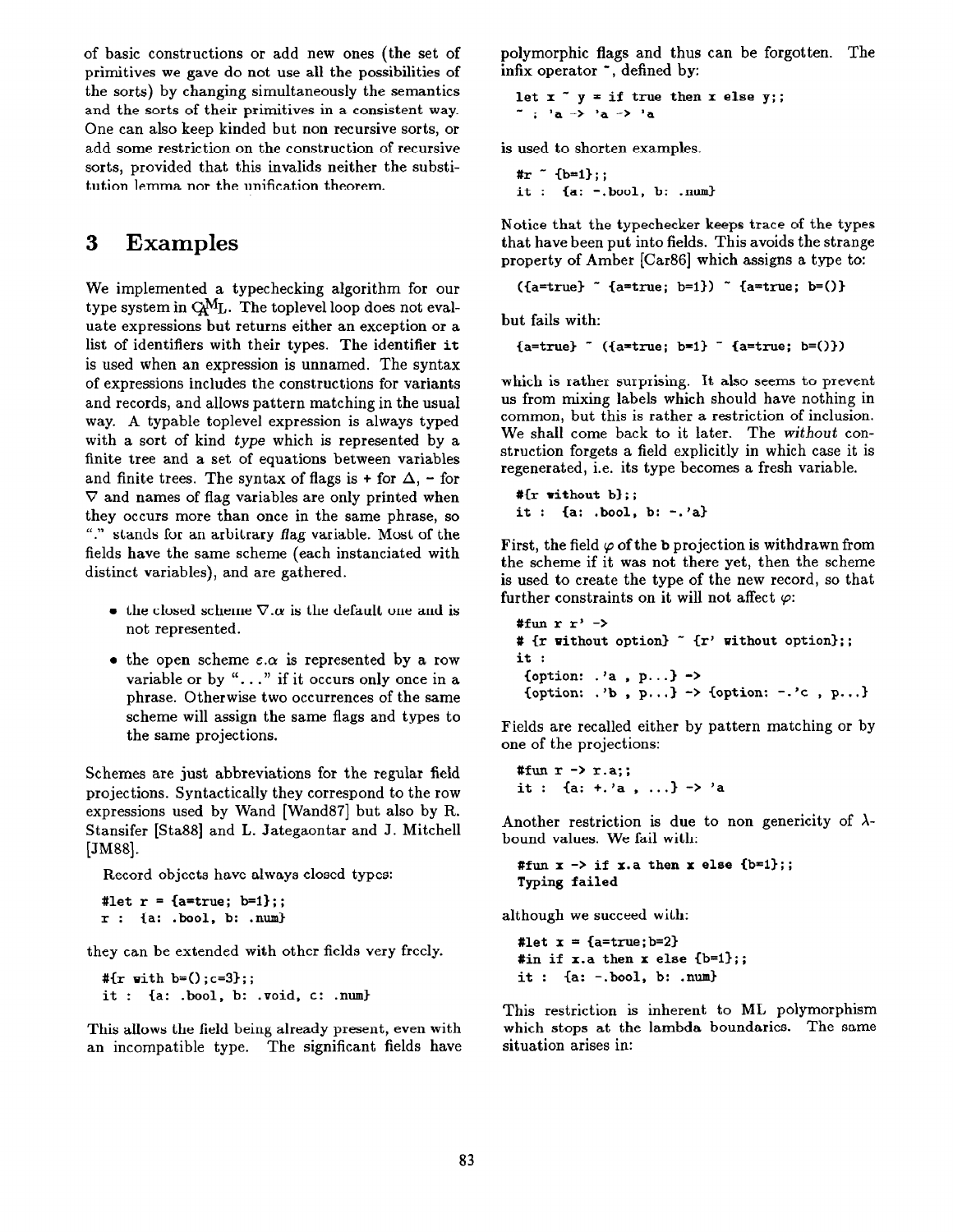of basic constructions or add new ones (the set of primitives we gave do not use all the possibilities of the sorts) by changing simultaneously the semantics and the sorts of their primitives in a consistent way. One can also keep kinded but non recursive sorts, or add some restriction on the construction of recursive sorts, provided that this invalids neither the substitution lemma nor the unification theorem.

# 3 Examples

We implemented a typechecking algorithm for our type system in CAML. The toplevel loop does not evaluate expressions but returns either an exception or a list of identifiers with their types. The identifier `it` is used when an expression is unnamed. The syntax of expressions includes the constructions for variants and records, and allows pattern matching in the usual way. A typable toplevel expression is always typed with a sort of kind *type* which is represented by a finite tree and a set of equations between variables and finite trees. The syntax of flags is + for $\Delta$, - for $\nabla$ and names of flag variables are only printed when they occurs more than once in the same phrase, so "." stands for an arbitrary *flag* variable. Most of the fields have the same scheme (each instanciated with distinct variables), and are gathered.

- the closed scheme $\nabla.\alpha$ is the default one and is not represented.
- the open scheme $\varepsilon.\alpha$ is represented by a row variable or by "..." if it occurs only once in a phrase. Otherwise two occurrences of the same scheme will assign the same flags and types to the same projections.

Schemes are just abbreviations for the regular field projections. Syntactically they correspond to the row expressions used by Wand [Wand87] but also by R. Stansifer [Sta88] and L. Jategaontar and J. Mitchell [JM88].

Record objects have always closed types:

```
#let r = {a=true; b=1};;
r : {a: .bool, b: .num}
```

they can be extended with other fields very freely.

```
#{r with b=();c=3};;
it : {a: .bool, b: .void, c: .num}
```

This allows the field being already present, even with an incompatible type. The significant fields have polymorphic flags and thus can be forgotten. The infix operator ~, defined by:

```
let x ~ y = if true then x else y;;
~ : 'a -> 'a -> 'a
```

is used to shorten examples.

```
#r ~ {b=1};;
it : {a: -.bool, b: .num}
```

Notice that the typechecker keeps trace of the types that have been put into fields. This avoids the strange property of Amber [Car86] which assigns a type to:

```
({a=true} ~ {a=true; b=1}) ~ {a=true; b=()}
```

but fails with:

```
{a=true} ~ ({a=true; b=1} ~ {a=true; b=()})
```

which is rather surprising. It also seems to prevent us from mixing labels which should have nothing in common, but this is rather a restriction of inclusion. We shall come back to it later. The *without* construction forgets a field explicitly in which case it is regenerated, i.e. its type becomes a fresh variable.

```
#{r without b};;
it : {a: .bool, b: -.'a}
```

First, the field $\varphi$ of the **b** projection is withdrawn from the scheme if it was not there yet, then the scheme is used to create the type of the new record, so that further constraints on it will not affect $\varphi$:

```
#fun r r' ->
# {r without option} ~ {r' without option};;
it :
 {option: .'a , p...} ->
 {option: .'b , p...} -> {option: -.'c , p...}
```

Fields are recalled either by pattern matching or by one of the projections:

```
#fun r -> r.a;;
it : {a: +.'a , ...} -> 'a
```

Another restriction is due to non genericity of $\lambda$-bound values. We fail with:

```
#fun x -> if x.a then x else {b=1};;
Typing failed
```

although we succeed with:

```
#let x = {a=true;b=2}
#in if x.a then x else {b=1};;
it : {a: -.bool, b: .num}
```

This restriction is inherent to ML polymorphism which stops at the lambda boundaries. The same situation arises in: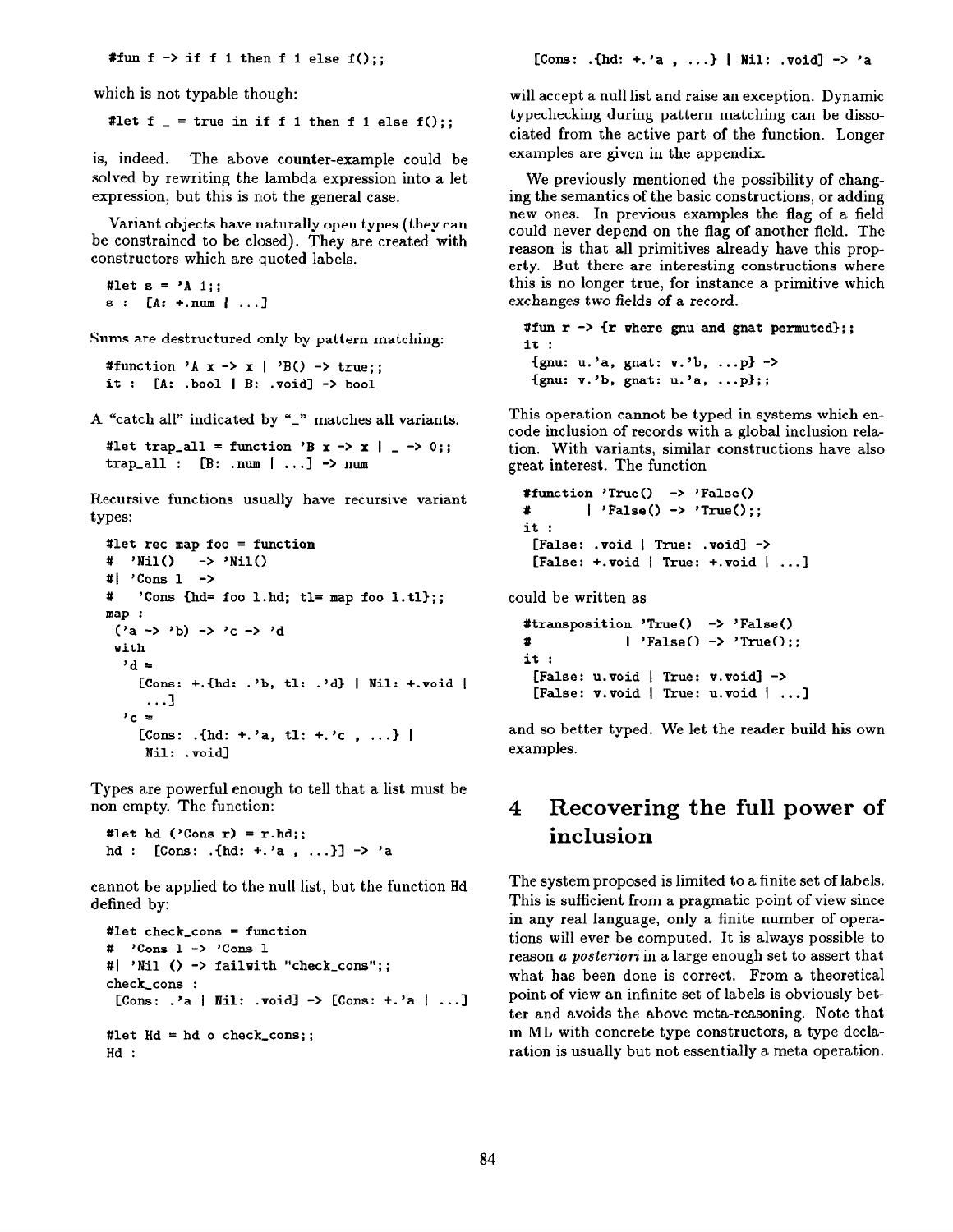```
#fun f -> if f 1 then f 1 else f();;
```

which is not typable though:

```
#let f _ = true in if f 1 then f 1 else f();;
```

is, indeed. The above counter-example could be solved by rewriting the lambda expression into a let expression, but this is not the general case.

Variant objects have naturally open types (they can be constrained to be closed). They are created with constructors which are quoted labels.

```
#let s = 'A 1;;
s : [A: +.num | ...]
```

Sums are destructured only by pattern matching:

```
#function 'A x -> x | 'B() -> true;;
it : [A: .bool | B: .void] -> bool
```

A "catch all" indicated by "_" matches all variants.

```
#let trap_all = function 'B x -> x | _ -> 0;;
trap_all : [B: .num | ...] -> num
```

Recursive functions usually have recursive variant types:

```
#let rec map foo = function
#  'Nil()    -> 'Nil()
#| 'Cons l  ->
#    'Cons {hd= foo l.hd; tl= map foo l.tl};;
map :
 ('a -> 'b) -> 'c -> 'd
 with
  'd =
    [Cons: +.{hd: .'b, tl: .'d} | Nil: +.void |
     ...]
  'c =
    [Cons: .{hd: +.'a, tl: +.'c , ...} |
     Nil: .void]
```

Types are powerful enough to tell that a list must be non empty. The function:

```
#let hd ('Cons r) = r.hd;;
hd : [Cons: .{hd: +.'a , ...}] -> 'a
```

cannot be applied to the null list, but the function Hd defined by:

```
#let check_cons = function
#  'Cons l -> 'Cons l
#| 'Nil () -> failwith "check_cons";;
check_cons :
 [Cons: .'a | Nil: .void] -> [Cons: +.'a | ...]

#let Hd = hd o check_cons;;
Hd :
 [Cons: .{hd: +.'a , ...} | Nil: .void] -> 'a
```

will accept a null list and raise an exception. Dynamic typechecking during pattern matching can be dissociated from the active part of the function. Longer examples are given in the appendix.

We previously mentioned the possibility of changing the semantics of the basic constructions, or adding new ones. In previous examples the flag of a field could never depend on the flag of another field. The reason is that all primitives already have this property. But there are interesting constructions where this is no longer true, for instance a primitive which exchanges two fields of a record.

```
#fun r -> {r where gnu and gnat permuted};;
it :
 {gnu: u.'a, gnat: v.'b, ...p} ->
 {gnu: v.'b, gnat: u.'a, ...p};;
```

This operation cannot be typed in systems which encode inclusion of records with a global inclusion relation. With variants, similar constructions have also great interest. The function

```
#function 'True()  -> 'False()
#       | 'False() -> 'True();;
it :
 [False: .void | True: .void] ->
 [False: +.void | True: +.void | ...]
```

could be written as

```
#transposition 'True()  -> 'False()
#            | 'False() -> 'True();;
it :
 [False: u.void | True: v.void] ->
 [False: v.void | True: u.void | ...]
```

and so better typed. We let the reader build his own examples.

# 4 Recovering the full power of inclusion

The system proposed is limited to a finite set of labels. This is sufficient from a pragmatic point of view since in any real language, only a finite number of operations will ever be computed. It is always possible to reason *a posteriori* in a large enough set to assert that what has been done is correct. From a theoretical point of view an infinite set of labels is obviously better and avoids the above meta-reasoning. Note that in ML with concrete type constructors, a type declaration is usually but not essentially a meta operation.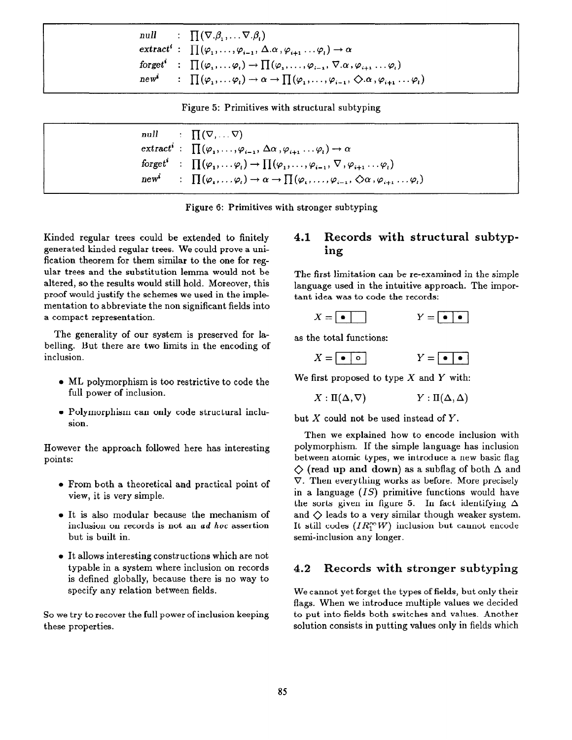$$
\begin{array}{lll}
null & : & \prod(\nabla.\beta_1, \dots \nabla.\beta_l) \\
extract^i & : & \prod(\varphi_1, \dots, \varphi_{i-1}, \Delta.\alpha, \varphi_{i+1} \dots \varphi_l) \to \alpha \\
forget^i & : & \prod(\varphi_1, \dots \varphi_l) \to \prod(\varphi_1, \dots, \varphi_{i-1}, \nabla.\alpha, \varphi_{i+1} \dots \varphi_l) \\
new^i & : & \prod(\varphi_1, \dots \varphi_l) \to \alpha \to \prod(\varphi_1, \dots, \varphi_{i-1}, \Diamond.\alpha, \varphi_{i+1} \dots \varphi_l)
\end{array}
$$

Figure 5: Primitives with structural subtyping

$$
\begin{array}{lll}
null & : & \prod(\nabla, \dots \nabla) \\
extract^i & : & \prod(\varphi_1, \dots, \varphi_{i-1}, \Delta\alpha, \varphi_{i+1} \dots \varphi_l) \to \alpha \\
forget^i & : & \prod(\varphi_1, \dots \varphi_l) \to \prod(\varphi_1, \dots, \varphi_{i-1}, \nabla, \varphi_{i+1} \dots \varphi_l) \\
new^i & : & \prod(\varphi_1, \dots \varphi_l) \to \alpha \to \prod(\varphi_1, \dots, \varphi_{i-1}, \Diamond\alpha, \varphi_{i+1} \dots \varphi_l)
\end{array}
$$

Figure 6: Primitives with stronger subtyping

Kinded regular trees could be extended to finitely generated kinded regular trees. We could prove a unification theorem for them similar to the one for regular trees and the substitution lemma would not be altered, so the results would still hold. Moreover, this proof would justify the schemes we used in the implementation to abbreviate the non significant fields into a compact representation.

The generality of our system is preserved for labelling. But there are two limits in the encoding of inclusion.

- ML polymorphism is too restrictive to code the full power of inclusion.
- Polymorphism can only code structural inclusion.

However the approach followed here has interesting points:

- From both a theoretical and practical point of view, it is very simple.
- It is also modular because the mechanism of inclusion on records is not an *ad hoc* assertion but is built in.
- It allows interesting constructions which are not typable in a system where inclusion on records is defined globally, because there is no way to specify any relation between fields.

So we try to recover the full power of inclusion keeping these properties.

## 4.1 Records with structural subtyping

The first limitation can be re-examined in the simple language used in the intuitive approach. The important idea was to code the records:

$X = [\,\bullet\,|\;\;]$ $\qquad$ $Y = [\,\bullet\,|\,\bullet\,]$

as the total functions:

$X = [\,\bullet\,|\,\circ\,]$ $\qquad$ $Y = [\,\bullet\,|\,\bullet\,]$

We first proposed to type $X$ and $Y$ with:

$X : \Pi(\Delta, \nabla)$ $\qquad$ $Y : \Pi(\Delta, \Delta)$

but $X$ could not be used instead of $Y$.

Then we explained how to encode inclusion with polymorphism. If the simple language has inclusion between atomic types, we introduce a new basic flag $\Diamond$ (read **up and down**) as a subflag of both $\Delta$ and $\nabla$. Then everything works as before. More precisely in a language ($IS$) primitive functions would have the sorts given in figure 5. In fact identifying $\Delta$ and $\Diamond$ leads to a very similar though weaker system. It still codes ($IR_1^\infty W$) inclusion but cannot encode semi-inclusion any longer.

## 4.2 Records with stronger subtyping

We cannot yet forget the types of fields, but only their flags. When we introduce multiple values we decided to put into fields both switches and values. Another solution consists in putting values only in fields which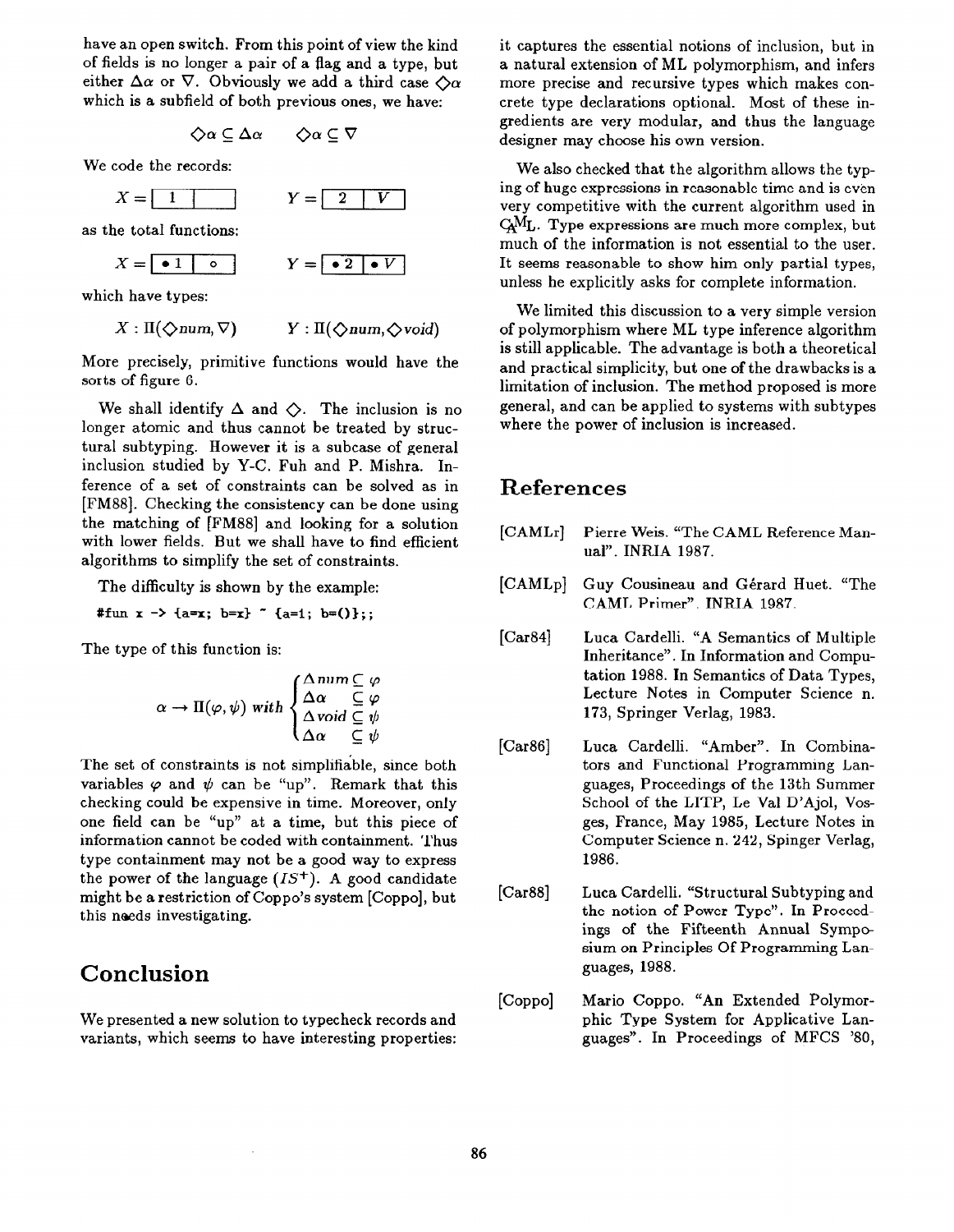have an open switch. From this point of view the kind of fields is no longer a pair of a flag and a type, but either $\Delta\alpha$ or $\nabla$. Obviously we add a third case $\Diamond\alpha$ which is a subfield of both previous ones, we have:

$$\Diamond\alpha \subseteq \Delta\alpha \qquad \Diamond\alpha \subseteq \nabla$$

We code the records:

$$X = \boxed{\;1\;}\boxed{\quad} \qquad Y = \boxed{\;2\;}\boxed{\;V\;}$$

as the total functions:

$$X = \boxed{\bullet 1}\boxed{\;\circ\;} \qquad Y = \boxed{\bullet 2}\boxed{\bullet V}$$

which have types:

$$X : \Pi(\Diamond num, \nabla) \qquad Y : \Pi(\Diamond num, \Diamond void)$$

More precisely, primitive functions would have the sorts of figure 6.

We shall identify $\Delta$ and $\Diamond$. The inclusion is no longer atomic and thus cannot be treated by structural subtyping. However it is a subcase of general inclusion studied by Y-C. Fuh and P. Mishra. Inference of a set of constraints can be solved as in [FM88]. Checking the consistency can be done using the matching of [FM88] and looking for a solution with lower fields. But we shall have to find efficient algorithms to simplify the set of constraints.

The difficulty is shown by the example:

```
#fun x -> {a=x; b=x} ^ {a=1; b=()};;
```

The type of this function is:

$$\alpha \rightarrow \Pi(\varphi, \psi) \; with \begin{cases} \Delta\, num \subseteq \varphi \\ \Delta\alpha \quad \subseteq \varphi \\ \Delta\, void \subseteq \psi \\ \Delta\alpha \quad \subseteq \psi \end{cases}$$

The set of constraints is not simplifiable, since both variables $\varphi$ and $\psi$ can be "up". Remark that this checking could be expensive in time. Moreover, only one field can be "up" at a time, but this piece of information cannot be coded with containment. Thus type containment may not be a good way to express the power of the language ($IS^+$). A good candidate might be a restriction of Coppo's system [Coppo], but this needs investigating.

## Conclusion

We presented a new solution to typecheck records and variants, which seems to have interesting properties: it captures the essential notions of inclusion, but in a natural extension of ML polymorphism, and infers more precise and recursive types which makes concrete type declarations optional. Most of these ingredients are very modular, and thus the language designer may choose his own version.

We also checked that the algorithm allows the typing of huge expressions in reasonable time and is even very competitive with the current algorithm used in CAML. Type expressions are much more complex, but much of the information is not essential to the user. It seems reasonable to show him only partial types, unless he explicitly asks for complete information.

We limited this discussion to a very simple version of polymorphism where ML type inference algorithm is still applicable. The advantage is both a theoretical and practical simplicity, but one of the drawbacks is a limitation of inclusion. The method proposed is more general, and can be applied to systems with subtypes where the power of inclusion is increased.

## References

[CAMLr] Pierre Weis. "The CAML Reference Manual". INRIA 1987.

[CAMLp] Guy Cousineau and Gérard Huet. "The CAML Primer". INRIA 1987.

[Car84] Luca Cardelli. "A Semantics of Multiple Inheritance". In Information and Computation 1988. In Semantics of Data Types, Lecture Notes in Computer Science n. 173, Springer Verlag, 1983.

[Car86] Luca Cardelli. "Amber". In Combinators and Functional Programming Languages, Proceedings of the 13th Summer School of the LITP, Le Val D'Ajol, Vosges, France, May 1985, Lecture Notes in Computer Science n. 242, Spinger Verlag, 1986.

[Car88] Luca Cardelli. "Structural Subtyping and the notion of Power Type". In Proceedings of the Fifteenth Annual Symposium on Principles Of Programming Languages, 1988.

[Coppo] Mario Coppo. "An Extended Polymorphic Type System for Applicative Languages". In Proceedings of MFCS '80,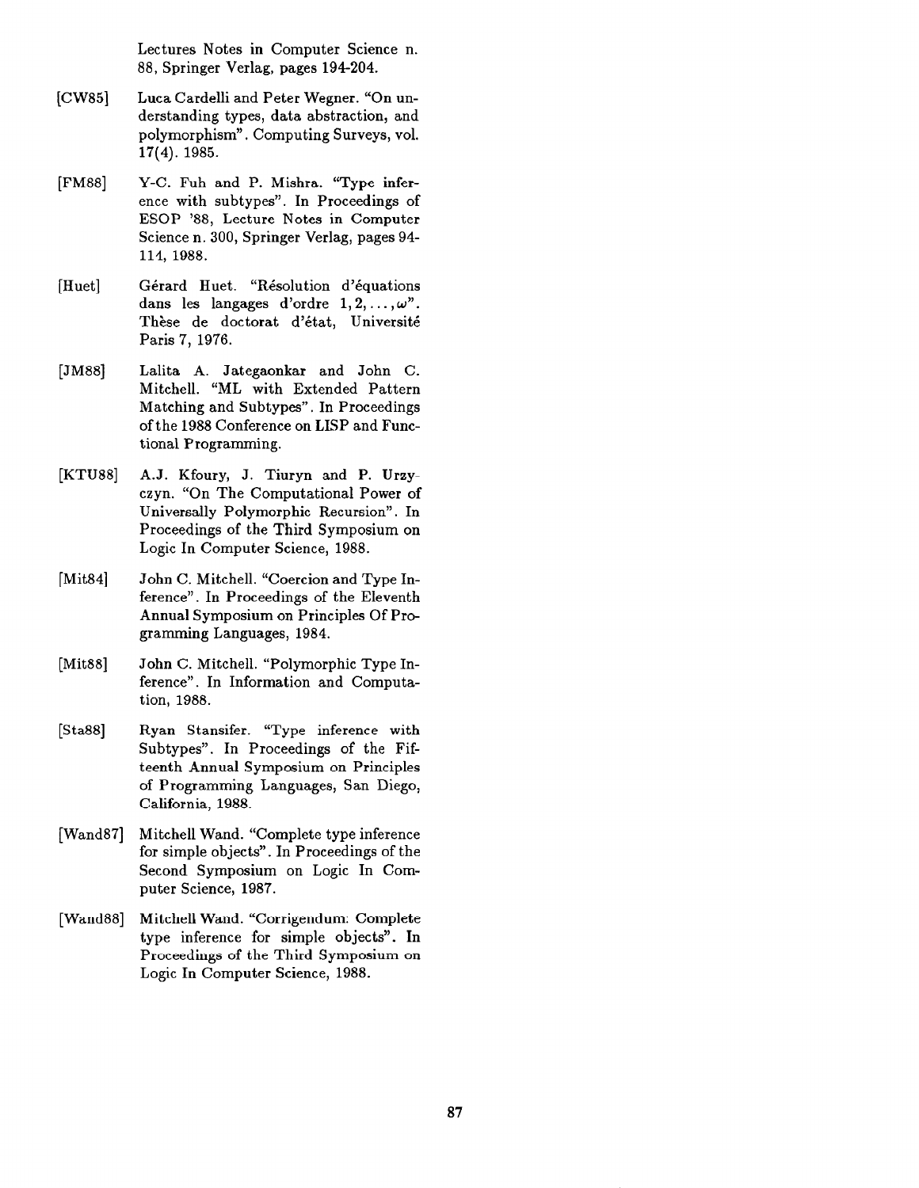Lectures Notes in Computer Science n. 88, Springer Verlag, pages 194-204.

[CW85] Luca Cardelli and Peter Wegner. "On understanding types, data abstraction, and polymorphism". Computing Surveys, vol. 17(4). 1985.

[FM88] Y-C. Fuh and P. Mishra. "Type inference with subtypes". In Proceedings of ESOP '88, Lecture Notes in Computer Science n. 300, Springer Verlag, pages 94-114, 1988.

[Huet] Gérard Huet. "Résolution d'équations dans les langages d'ordre $1, 2, \ldots, \omega$". Thèse de doctorat d'état, Université Paris 7, 1976.

[JM88] Lalita A. Jategaonkar and John C. Mitchell. "ML with Extended Pattern Matching and Subtypes". In Proceedings of the 1988 Conference on LISP and Functional Programming.

[KTU88] A.J. Kfoury, J. Tiuryn and P. Urzyczyn. "On The Computational Power of Universally Polymorphic Recursion". In Proceedings of the Third Symposium on Logic In Computer Science, 1988.

[Mit84] John C. Mitchell. "Coercion and Type Inference". In Proceedings of the Eleventh Annual Symposium on Principles Of Programming Languages, 1984.

[Mit88] John C. Mitchell. "Polymorphic Type Inference". In Information and Computation, 1988.

[Sta88] Ryan Stansifer. "Type inference with Subtypes". In Proceedings of the Fifteenth Annual Symposium on Principles of Programming Languages, San Diego, California, 1988.

[Wand87] Mitchell Wand. "Complete type inference for simple objects". In Proceedings of the Second Symposium on Logic In Computer Science, 1987.

[Wand88] Mitchell Wand. "Corrigendum: Complete type inference for simple objects". In Proceedings of the Third Symposium on Logic In Computer Science, 1988.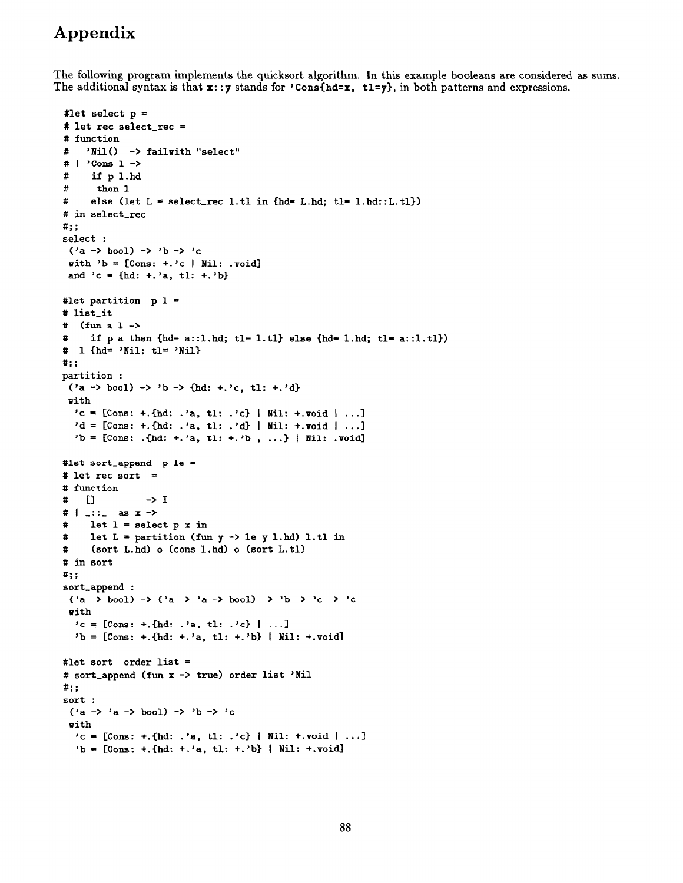# Appendix

The following program implements the quicksort algorithm. In this example booleans are considered as sums. The additional syntax is that **x::y** stands for **'Cons{hd=x, tl=y}**, in both patterns and expressions.

```
#let select p =
# let rec select_rec =
# function
#   'Nil()  -> failwith "select"
# | 'Cons l ->
#    if p l.hd
#     then l
#    else (let L = select_rec l.tl in {hd= L.hd; tl= l.hd::L.tl})
# in select_rec
#;;
select :
 ('a -> bool) -> 'b -> 'c
 with 'b = [Cons: +.'c | Nil: .void]
 and 'c = {hd: +.'a, tl: +.'b}

#let partition  p l =
# list_it
#  (fun a l ->
#    if p a then {hd= a::l.hd; tl= l.tl} else {hd= l.hd; tl= a::l.tl})
#  l {hd= 'Nil; tl= 'Nil}
#;;
partition :
 ('a -> bool) -> 'b -> {hd: +.'c, tl: +.'d}
 with
  'c = [Cons: +.{hd: .'a, tl: .'c} | Nil: +.void | ...]
  'd = [Cons: +.{hd: .'a, tl: .'d} | Nil: +.void | ...]
  'b = [Cons: .{hd: +.'a, tl: +.'b , ...} | Nil: .void]

#let sort_append  p le =
# let rec sort  =
# function
#   []          -> I
# | _::_  as x ->
#    let l = select p x in
#    let L = partition (fun y -> le y l.hd) l.tl in
#    (sort L.hd) o (cons l.hd) o (sort L.tl)
# in sort
#;;
sort_append :
 ('a -> bool) -> ('a -> 'a -> bool) -> 'b -> 'c -> 'c
 with
  'c = [Cons: +.{hd: .'a, tl: .'c} | ...]
  'b = [Cons: +.{hd: +.'a, tl: +.'b} | Nil: +.void]

#let sort  order list =
# sort_append (fun x -> true) order list 'Nil
#;;
sort :
 ('a -> 'a -> bool) -> 'b -> 'c
 with
  'c = [Cons: +.{hd: .'a, tl: .'c} | Nil: +.void | ...]
  'b = [Cons: +.{hd: +.'a, tl: +.'b} | Nil: +.void]
```